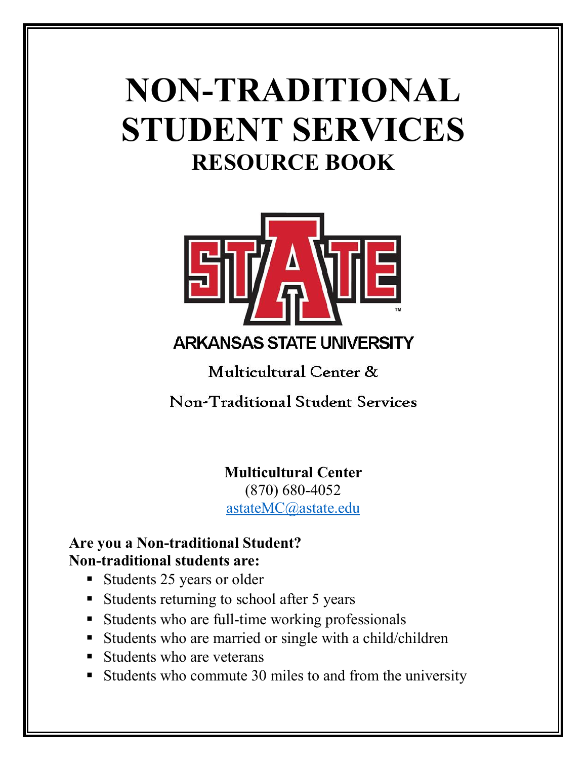# NON-TRADITIONAL STUDENT SERVICES

## RESOURCE BOOK

ARKANSAS STATE UNIVERSITY

Multicultural Center &

Non-Traditional Student Services

**Multicultural Center**
(870) 680-4052
astateMC@astate.edu

**Are you a Non-traditional Student?**
**Non-traditional students are:**

- Students 25 years or older
- Students returning to school after 5 years
- Students who are full-time working professionals
- Students who are married or single with a child/children
- Students who are veterans
- Students who commute 30 miles to and from the university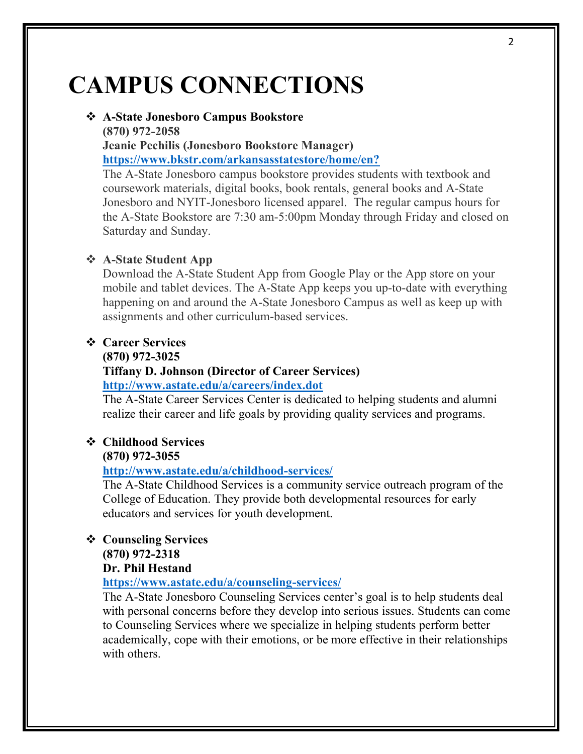# CAMPUS CONNECTIONS

- **A-State Jonesboro Campus Bookstore**
  **(870) 972-2058**
  **Jeanie Pechilis (Jonesboro Bookstore Manager)**
  **https://www.bkstr.com/arkansasstatestore/home/en?**
  The A-State Jonesboro campus bookstore provides students with textbook and coursework materials, digital books, book rentals, general books and A-State Jonesboro and NYIT-Jonesboro licensed apparel. The regular campus hours for the A-State Bookstore are 7:30 am-5:00pm Monday through Friday and closed on Saturday and Sunday.

- **A-State Student App**
  Download the A-State Student App from Google Play or the App store on your mobile and tablet devices. The A-State App keeps you up-to-date with everything happening on and around the A-State Jonesboro Campus as well as keep up with assignments and other curriculum-based services.

- **Career Services**
  **(870) 972-3025**
  **Tiffany D. Johnson (Director of Career Services)**
  **http://www.astate.edu/a/careers/index.dot**
  The A-State Career Services Center is dedicated to helping students and alumni realize their career and life goals by providing quality services and programs.

- **Childhood Services**
  **(870) 972-3055**
  **http://www.astate.edu/a/childhood-services/**
  The A-State Childhood Services is a community service outreach program of the College of Education. They provide both developmental resources for early educators and services for youth development.

- **Counseling Services**
  **(870) 972-2318**
  **Dr. Phil Hestand**
  **https://www.astate.edu/a/counseling-services/**
  The A-State Jonesboro Counseling Services center's goal is to help students deal with personal concerns before they develop into serious issues. Students can come to Counseling Services where we specialize in helping students perform better academically, cope with their emotions, or be more effective in their relationships with others.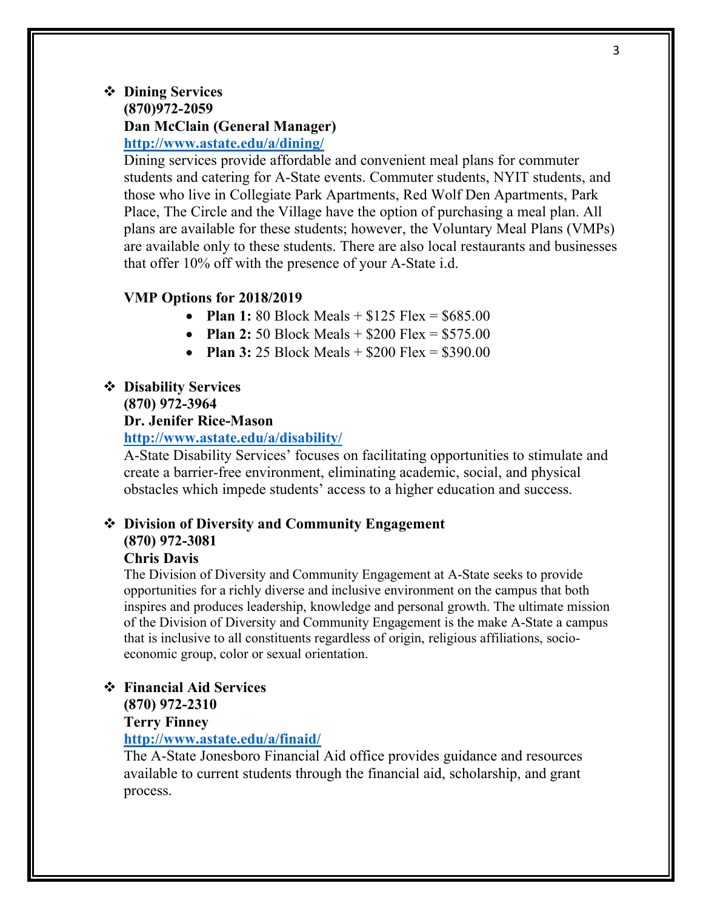- **Dining Services**
  **(870)972-2059**
  **Dan McClain (General Manager)**
  **[http://www.astate.edu/a/dining/](http://www.astate.edu/a/dining/)**
  Dining services provide affordable and convenient meal plans for commuter students and catering for A-State events. Commuter students, NYIT students, and those who live in Collegiate Park Apartments, Red Wolf Den Apartments, Park Place, The Circle and the Village have the option of purchasing a meal plan. All plans are available for these students; however, the Voluntary Meal Plans (VMPs) are available only to these students. There are also local restaurants and businesses that offer 10% off with the presence of your A-State i.d.

  **VMP Options for 2018/2019**

  - **Plan 1:** 80 Block Meals + $125 Flex = $685.00
  - **Plan 2:** 50 Block Meals + $200 Flex = $575.00
  - **Plan 3:** 25 Block Meals + $200 Flex = $390.00

- **Disability Services**
  **(870) 972-3964**
  **Dr. Jenifer Rice-Mason**
  **[http://www.astate.edu/a/disability/](http://www.astate.edu/a/disability/)**
  A-State Disability Services' focuses on facilitating opportunities to stimulate and create a barrier-free environment, eliminating academic, social, and physical obstacles which impede students' access to a higher education and success.

- **Division of Diversity and Community Engagement**
  **(870) 972-3081**
  **Chris Davis**
  The Division of Diversity and Community Engagement at A-State seeks to provide opportunities for a richly diverse and inclusive environment on the campus that both inspires and produces leadership, knowledge and personal growth. The ultimate mission of the Division of Diversity and Community Engagement is the make A-State a campus that is inclusive to all constituents regardless of origin, religious affiliations, socio-economic group, color or sexual orientation.

- **Financial Aid Services**
  **(870) 972-2310**
  **Terry Finney**
  **[http://www.astate.edu/a/finaid/](http://www.astate.edu/a/finaid/)**
  The A-State Jonesboro Financial Aid office provides guidance and resources available to current students through the financial aid, scholarship, and grant process.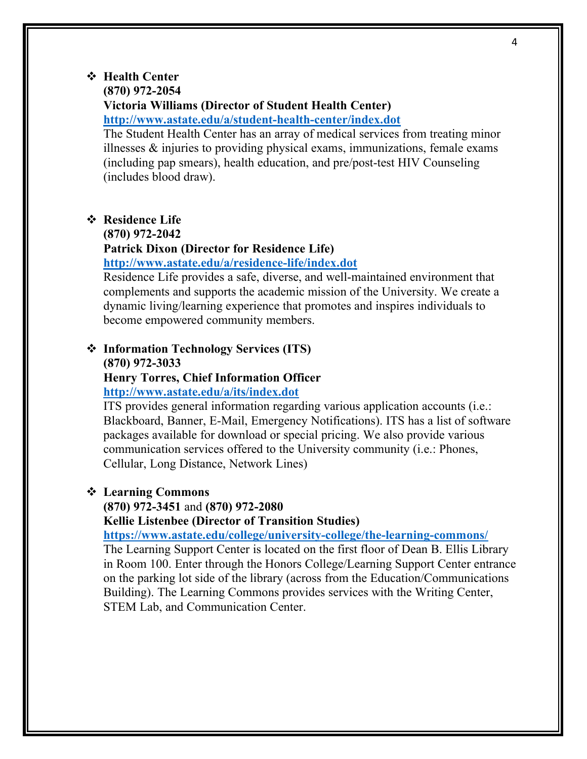- **Health Center**
  **(870) 972-2054**
  **Victoria Williams (Director of Student Health Center)**
  **[http://www.astate.edu/a/student-health-center/index.dot](http://www.astate.edu/a/student-health-center/index.dot)**
  The Student Health Center has an array of medical services from treating minor illnesses & injuries to providing physical exams, immunizations, female exams (including pap smears), health education, and pre/post-test HIV Counseling (includes blood draw).

- **Residence Life**
  **(870) 972-2042**
  **Patrick Dixon (Director for Residence Life)**
  **[http://www.astate.edu/a/residence-life/index.dot](http://www.astate.edu/a/residence-life/index.dot)**
  Residence Life provides a safe, diverse, and well-maintained environment that complements and supports the academic mission of the University. We create a dynamic living/learning experience that promotes and inspires individuals to become empowered community members.

- **Information Technology Services (ITS)**
  **(870) 972-3033**
  **Henry Torres, Chief Information Officer**
  **[http://www.astate.edu/a/its/index.dot](http://www.astate.edu/a/its/index.dot)**
  ITS provides general information regarding various application accounts (i.e.: Blackboard, Banner, E-Mail, Emergency Notifications). ITS has a list of software packages available for download or special pricing. We also provide various communication services offered to the University community (i.e.: Phones, Cellular, Long Distance, Network Lines)

- **Learning Commons**
  **(870) 972-3451** and **(870) 972-2080**
  **Kellie Listenbee (Director of Transition Studies)**
  **[https://www.astate.edu/college/university-college/the-learning-commons/](https://www.astate.edu/college/university-college/the-learning-commons/)**
  The Learning Support Center is located on the first floor of Dean B. Ellis Library in Room 100. Enter through the Honors College/Learning Support Center entrance on the parking lot side of the library (across from the Education/Communications Building). The Learning Commons provides services with the Writing Center, STEM Lab, and Communication Center.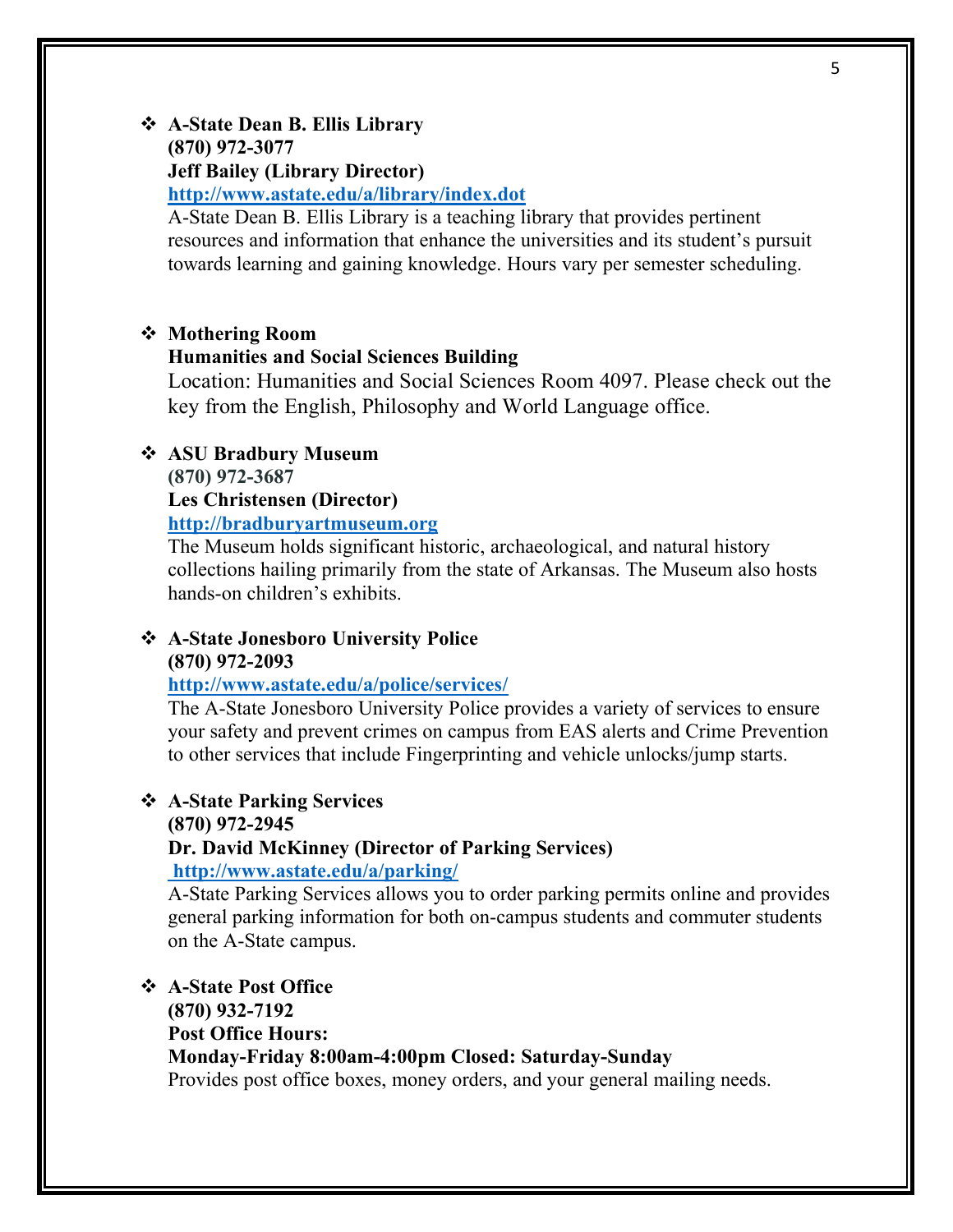- **A-State Dean B. Ellis Library**
  **(870) 972-3077**
  **Jeff Bailey (Library Director)**
  **http://www.astate.edu/a/library/index.dot**
  A-State Dean B. Ellis Library is a teaching library that provides pertinent resources and information that enhance the universities and its student's pursuit towards learning and gaining knowledge. Hours vary per semester scheduling.

- **Mothering Room**
  **Humanities and Social Sciences Building**
  Location: Humanities and Social Sciences Room 4097. Please check out the key from the English, Philosophy and World Language office.

- **ASU Bradbury Museum**
  **(870) 972-3687**
  **Les Christensen (Director)**
  **http://bradburyartmuseum.org**
  The Museum holds significant historic, archaeological, and natural history collections hailing primarily from the state of Arkansas. The Museum also hosts hands-on children's exhibits.

- **A-State Jonesboro University Police**
  **(870) 972-2093**
  **http://www.astate.edu/a/police/services/**
  The A-State Jonesboro University Police provides a variety of services to ensure your safety and prevent crimes on campus from EAS alerts and Crime Prevention to other services that include Fingerprinting and vehicle unlocks/jump starts.

- **A-State Parking Services**
  **(870) 972-2945**
  **Dr. David McKinney (Director of Parking Services)**
  **http://www.astate.edu/a/parking/**
  A-State Parking Services allows you to order parking permits online and provides general parking information for both on-campus students and commuter students on the A-State campus.

- **A-State Post Office**
  **(870) 932-7192**
  **Post Office Hours:**
  **Monday-Friday 8:00am-4:00pm Closed: Saturday-Sunday**
  Provides post office boxes, money orders, and your general mailing needs.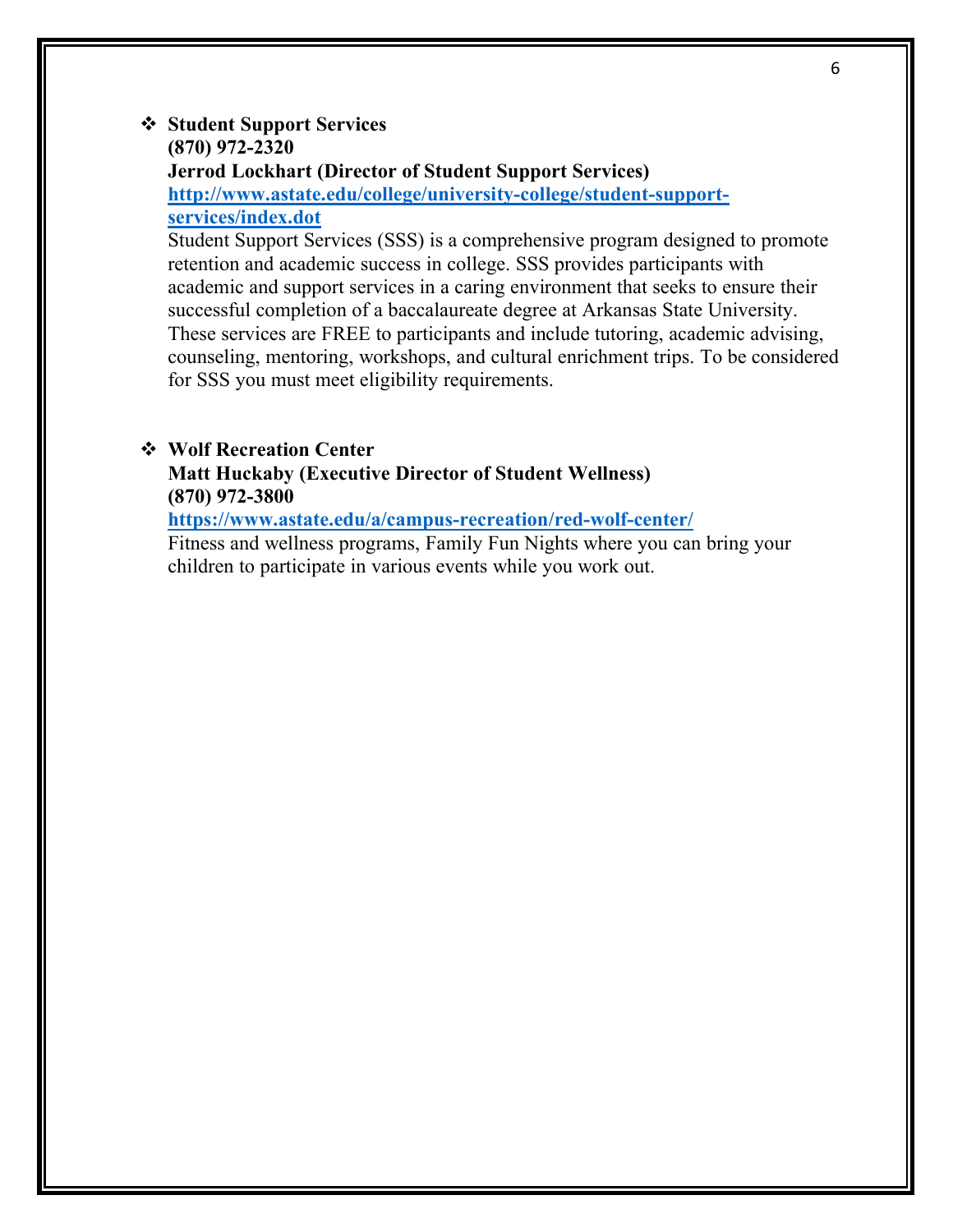- **Student Support Services**
  **(870) 972-2320**
  **Jerrod Lockhart (Director of Student Support Services)**
  **[http://www.astate.edu/college/university-college/student-support-services/index.dot](http://www.astate.edu/college/university-college/student-support-services/index.dot)**
  Student Support Services (SSS) is a comprehensive program designed to promote retention and academic success in college. SSS provides participants with academic and support services in a caring environment that seeks to ensure their successful completion of a baccalaureate degree at Arkansas State University. These services are FREE to participants and include tutoring, academic advising, counseling, mentoring, workshops, and cultural enrichment trips. To be considered for SSS you must meet eligibility requirements.

- **Wolf Recreation Center**
  **Matt Huckaby (Executive Director of Student Wellness)**
  **(870) 972-3800**
  **[https://www.astate.edu/a/campus-recreation/red-wolf-center/](https://www.astate.edu/a/campus-recreation/red-wolf-center/)**
  Fitness and wellness programs, Family Fun Nights where you can bring your children to participate in various events while you work out.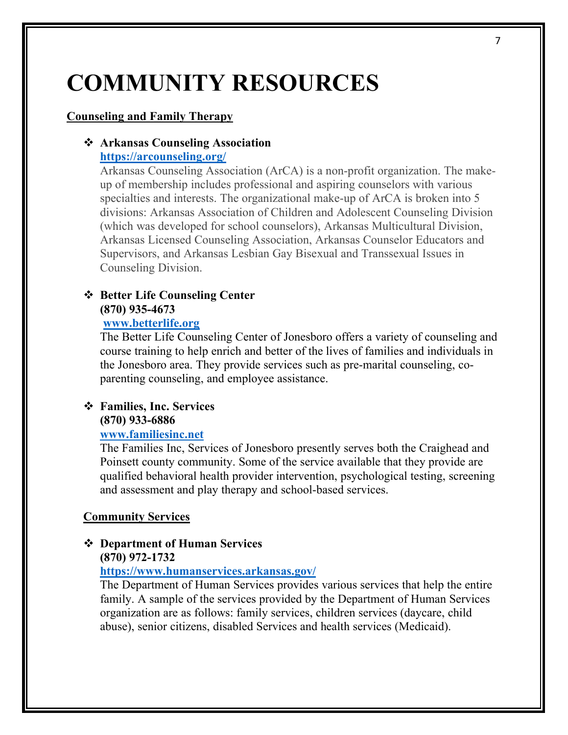# COMMUNITY RESOURCES

## Counseling and Family Therapy

- **Arkansas Counseling Association**
  **https://arcounseling.org/**
  Arkansas Counseling Association (ArCA) is a non-profit organization. The make-up of membership includes professional and aspiring counselors with various specialties and interests. The organizational make-up of ArCA is broken into 5 divisions: Arkansas Association of Children and Adolescent Counseling Division (which was developed for school counselors), Arkansas Multicultural Division, Arkansas Licensed Counseling Association, Arkansas Counselor Educators and Supervisors, and Arkansas Lesbian Gay Bisexual and Transsexual Issues in Counseling Division.

- **Better Life Counseling Center**
  **(870) 935-4673**
  **www.betterlife.org**
  The Better Life Counseling Center of Jonesboro offers a variety of counseling and course training to help enrich and better of the lives of families and individuals in the Jonesboro area. They provide services such as pre-marital counseling, co-parenting counseling, and employee assistance.

- **Families, Inc. Services**
  **(870) 933-6886**
  **www.familiesinc.net**
  The Families Inc, Services of Jonesboro presently serves both the Craighead and Poinsett county community. Some of the service available that they provide are qualified behavioral health provider intervention, psychological testing, screening and assessment and play therapy and school-based services.

## Community Services

- **Department of Human Services**
  **(870) 972-1732**
  **https://www.humanservices.arkansas.gov/**
  The Department of Human Services provides various services that help the entire family. A sample of the services provided by the Department of Human Services organization are as follows: family services, children services (daycare, child abuse), senior citizens, disabled Services and health services (Medicaid).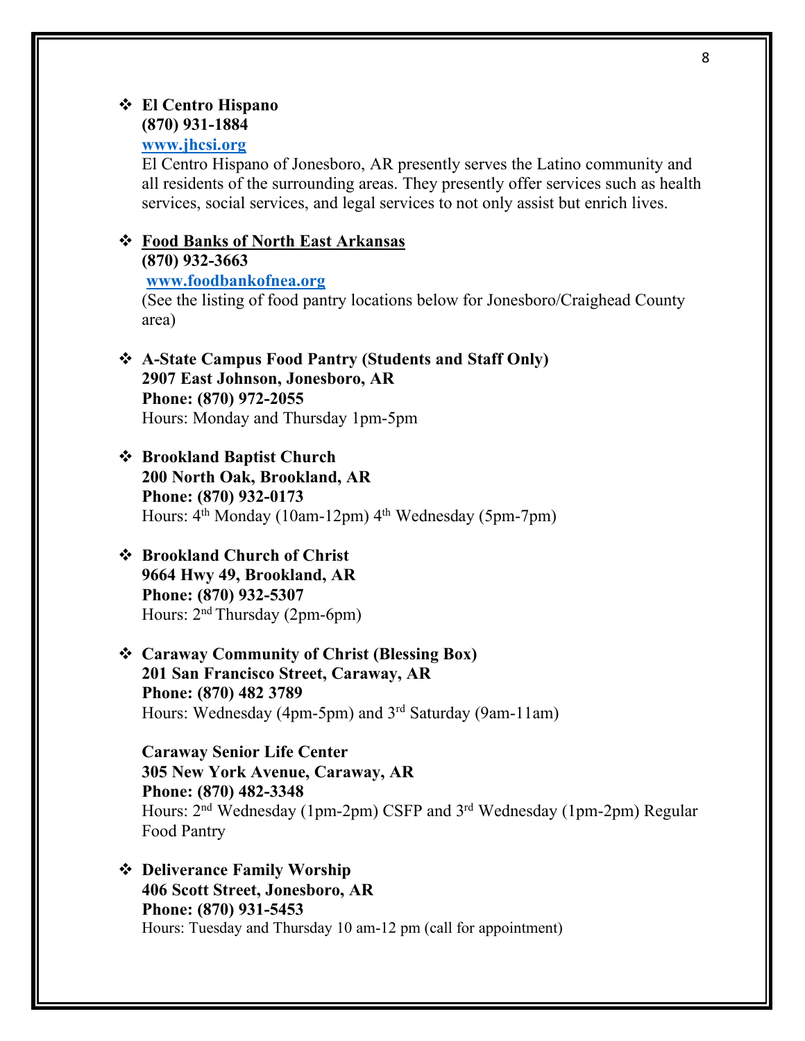- **El Centro Hispano**
  **(870) 931-1884**
  **[www.jhcsi.org](http://www.jhcsi.org)**
  El Centro Hispano of Jonesboro, AR presently serves the Latino community and all residents of the surrounding areas. They presently offer services such as health services, social services, and legal services to not only assist but enrich lives.

- **Food Banks of North East Arkansas**
  **(870) 932-3663**
  **[www.foodbankofnea.org](http://www.foodbankofnea.org)**
  (See the listing of food pantry locations below for Jonesboro/Craighead County area)

- **A-State Campus Food Pantry (Students and Staff Only)**
  **2907 East Johnson, Jonesboro, AR**
  **Phone: (870) 972-2055**
  Hours: Monday and Thursday 1pm-5pm

- **Brookland Baptist Church**
  **200 North Oak, Brookland, AR**
  **Phone: (870) 932-0173**
  Hours: 4th Monday (10am-12pm) 4th Wednesday (5pm-7pm)

- **Brookland Church of Christ**
  **9664 Hwy 49, Brookland, AR**
  **Phone: (870) 932-5307**
  Hours: 2nd Thursday (2pm-6pm)

- **Caraway Community of Christ (Blessing Box)**
  **201 San Francisco Street, Caraway, AR**
  **Phone: (870) 482 3789**
  Hours: Wednesday (4pm-5pm) and 3rd Saturday (9am-11am)

  **Caraway Senior Life Center**
  **305 New York Avenue, Caraway, AR**
  **Phone: (870) 482-3348**
  Hours: 2nd Wednesday (1pm-2pm) CSFP and 3rd Wednesday (1pm-2pm) Regular Food Pantry

- **Deliverance Family Worship**
  **406 Scott Street, Jonesboro, AR**
  **Phone: (870) 931-5453**
  Hours: Tuesday and Thursday 10 am-12 pm (call for appointment)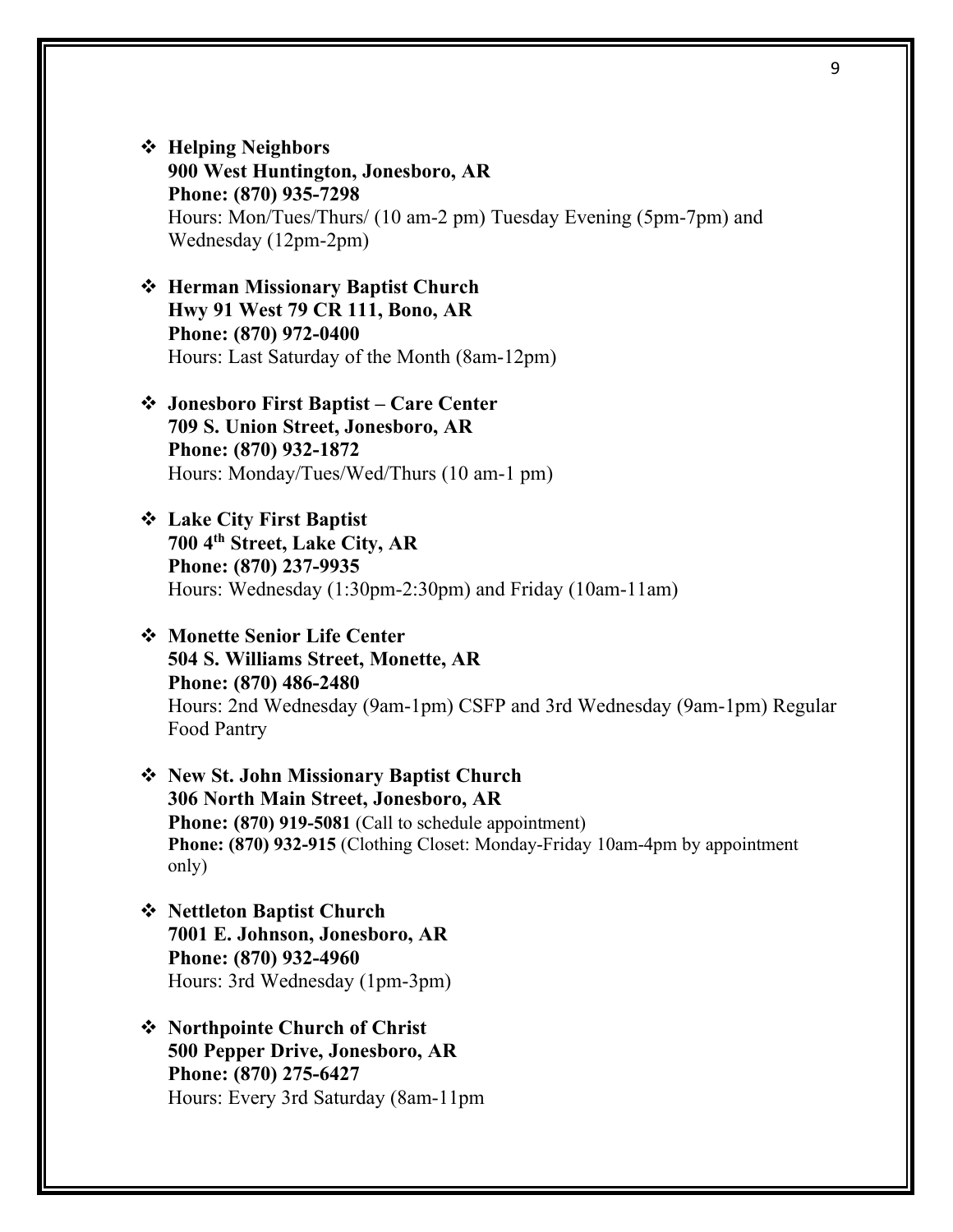- **Helping Neighbors**
  **900 West Huntington, Jonesboro, AR**
  **Phone: (870) 935-7298**
  Hours: Mon/Tues/Thurs/ (10 am-2 pm) Tuesday Evening (5pm-7pm) and Wednesday (12pm-2pm)

- **Herman Missionary Baptist Church**
  **Hwy 91 West 79 CR 111, Bono, AR**
  **Phone: (870) 972-0400**
  Hours: Last Saturday of the Month (8am-12pm)

- **Jonesboro First Baptist – Care Center**
  **709 S. Union Street, Jonesboro, AR**
  **Phone: (870) 932-1872**
  Hours: Monday/Tues/Wed/Thurs (10 am-1 pm)

- **Lake City First Baptist**
  **700 4th Street, Lake City, AR**
  **Phone: (870) 237-9935**
  Hours: Wednesday (1:30pm-2:30pm) and Friday (10am-11am)

- **Monette Senior Life Center**
  **504 S. Williams Street, Monette, AR**
  **Phone: (870) 486-2480**
  Hours: 2nd Wednesday (9am-1pm) CSFP and 3rd Wednesday (9am-1pm) Regular Food Pantry

- **New St. John Missionary Baptist Church**
  **306 North Main Street, Jonesboro, AR**
  **Phone: (870) 919-5081** (Call to schedule appointment)
  **Phone: (870) 932-915** (Clothing Closet: Monday-Friday 10am-4pm by appointment only)

- **Nettleton Baptist Church**
  **7001 E. Johnson, Jonesboro, AR**
  **Phone: (870) 932-4960**
  Hours: 3rd Wednesday (1pm-3pm)

- **Northpointe Church of Christ**
  **500 Pepper Drive, Jonesboro, AR**
  **Phone: (870) 275-6427**
  Hours: Every 3rd Saturday (8am-11pm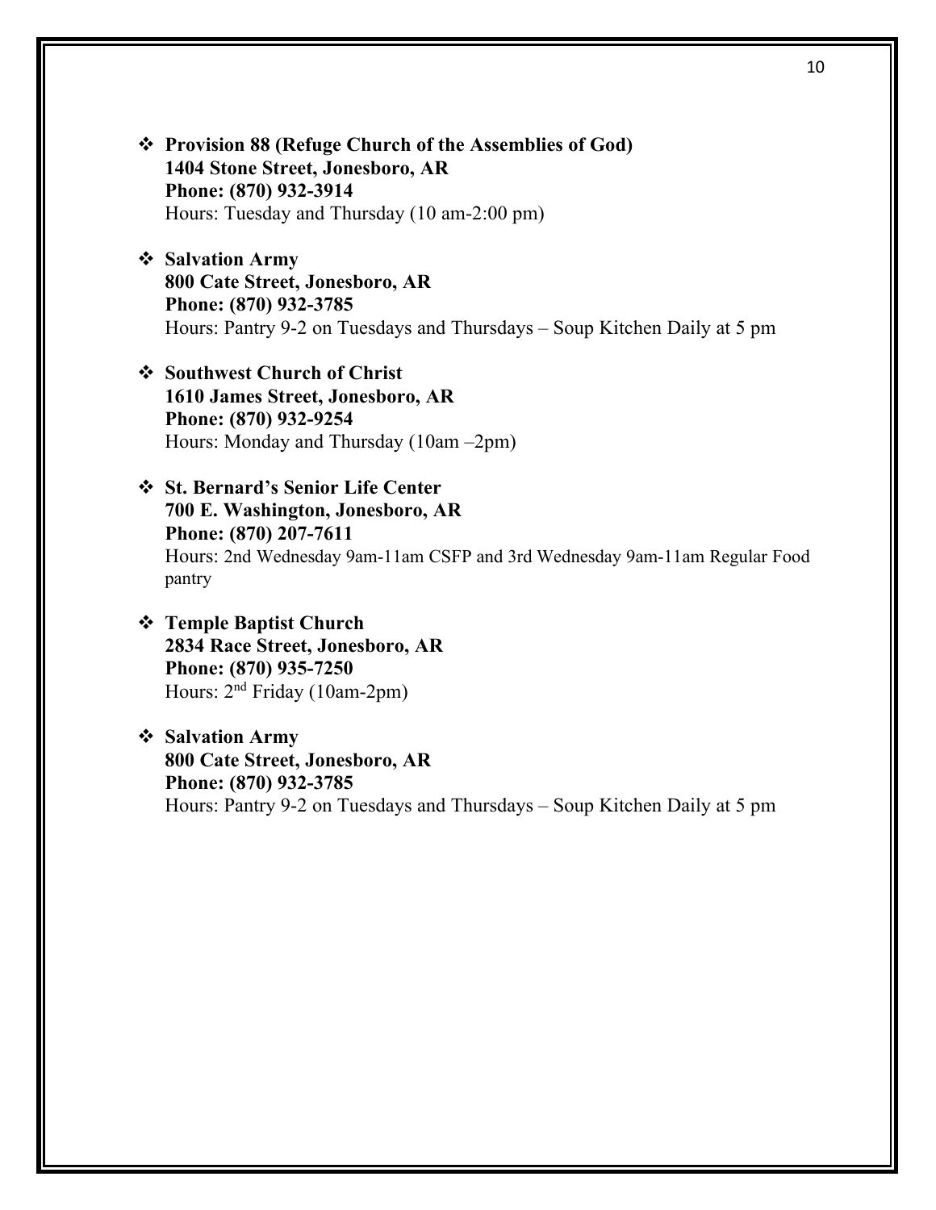- **Provision 88 (Refuge Church of the Assemblies of God)**
  **1404 Stone Street, Jonesboro, AR**
  **Phone: (870) 932-3914**
  Hours: Tuesday and Thursday (10 am-2:00 pm)

- **Salvation Army**
  **800 Cate Street, Jonesboro, AR**
  **Phone: (870) 932-3785**
  Hours: Pantry 9-2 on Tuesdays and Thursdays – Soup Kitchen Daily at 5 pm

- **Southwest Church of Christ**
  **1610 James Street, Jonesboro, AR**
  **Phone: (870) 932-9254**
  Hours: Monday and Thursday (10am –2pm)

- **St. Bernard's Senior Life Center**
  **700 E. Washington, Jonesboro, AR**
  **Phone: (870) 207-7611**
  Hours: 2nd Wednesday 9am-11am CSFP and 3rd Wednesday 9am-11am Regular Food pantry

- **Temple Baptist Church**
  **2834 Race Street, Jonesboro, AR**
  **Phone: (870) 935-7250**
  Hours: 2nd Friday (10am-2pm)

- **Salvation Army**
  **800 Cate Street, Jonesboro, AR**
  **Phone: (870) 932-3785**
  Hours: Pantry 9-2 on Tuesdays and Thursdays – Soup Kitchen Daily at 5 pm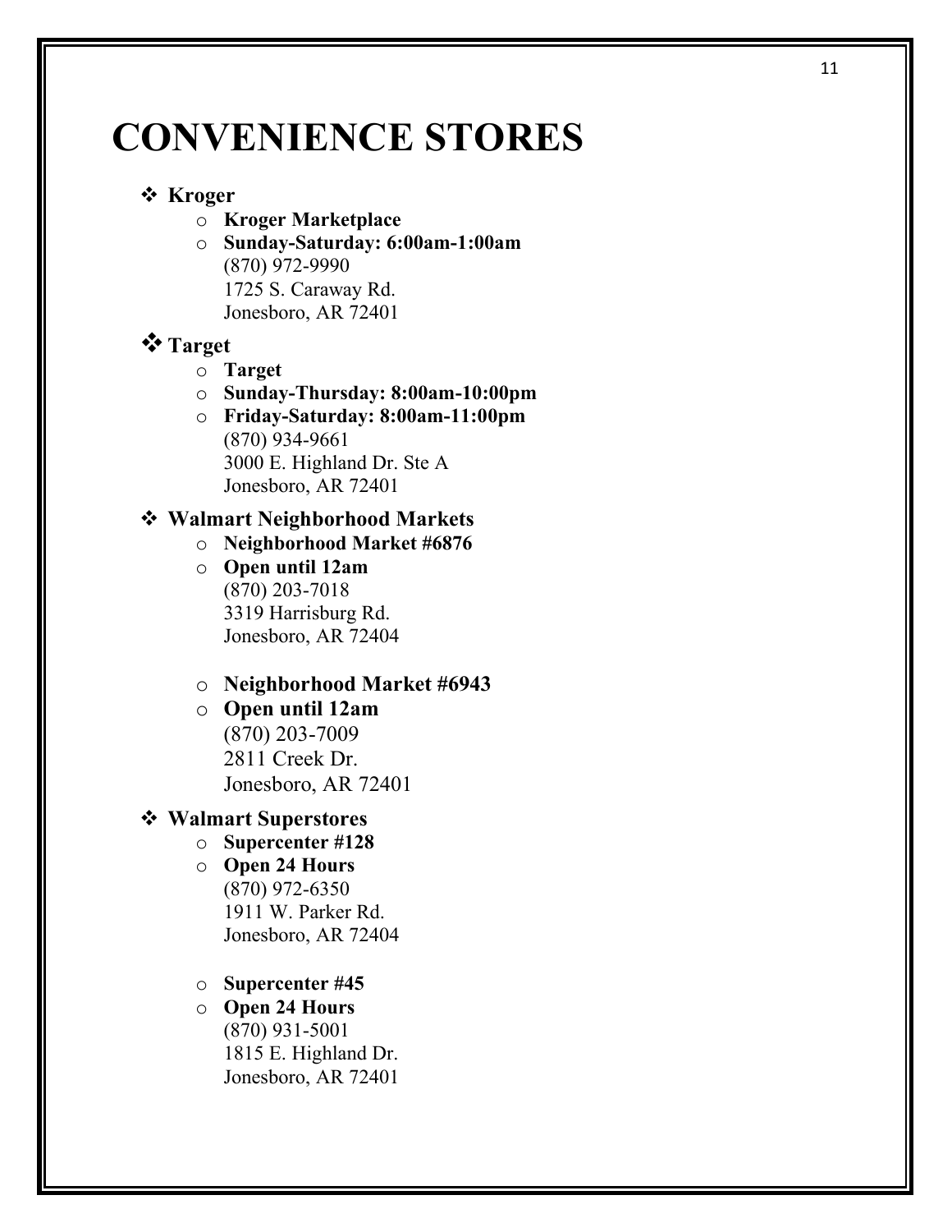# CONVENIENCE STORES

- **Kroger**
  - **Kroger Marketplace**
  - **Sunday-Saturday: 6:00am-1:00am**
    (870) 972-9990
    1725 S. Caraway Rd.
    Jonesboro, AR 72401

- **Target**
  - **Target**
  - **Sunday-Thursday: 8:00am-10:00pm**
  - **Friday-Saturday: 8:00am-11:00pm**
    (870) 934-9661
    3000 E. Highland Dr. Ste A
    Jonesboro, AR 72401

- **Walmart Neighborhood Markets**
  - **Neighborhood Market #6876**
  - **Open until 12am**
    (870) 203-7018
    3319 Harrisburg Rd.
    Jonesboro, AR 72404

  - **Neighborhood Market #6943**
  - **Open until 12am**
    (870) 203-7009
    2811 Creek Dr.
    Jonesboro, AR 72401

- **Walmart Superstores**
  - **Supercenter #128**
  - **Open 24 Hours**
    (870) 972-6350
    1911 W. Parker Rd.
    Jonesboro, AR 72404

  - **Supercenter #45**
  - **Open 24 Hours**
    (870) 931-5001
    1815 E. Highland Dr.
    Jonesboro, AR 72401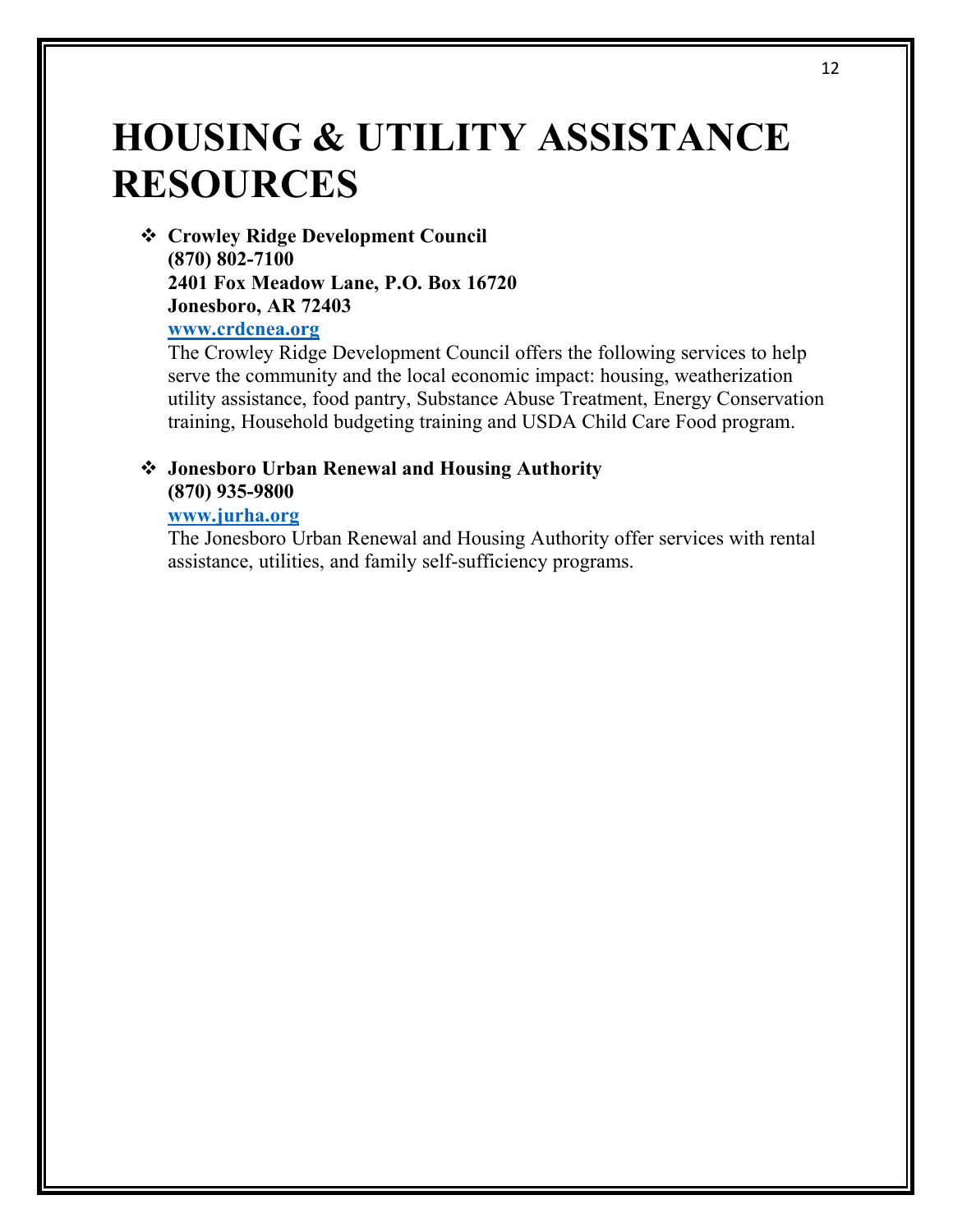# HOUSING & UTILITY ASSISTANCE RESOURCES

- **Crowley Ridge Development Council**
  **(870) 802-7100**
  **2401 Fox Meadow Lane, P.O. Box 16720**
  **Jonesboro, AR 72403**
  **[www.crdcnea.org](http://www.crdcnea.org)**
  The Crowley Ridge Development Council offers the following services to help serve the community and the local economic impact: housing, weatherization utility assistance, food pantry, Substance Abuse Treatment, Energy Conservation training, Household budgeting training and USDA Child Care Food program.

- **Jonesboro Urban Renewal and Housing Authority**
  **(870) 935-9800**
  **[www.jurha.org](http://www.jurha.org)**
  The Jonesboro Urban Renewal and Housing Authority offer services with rental assistance, utilities, and family self-sufficiency programs.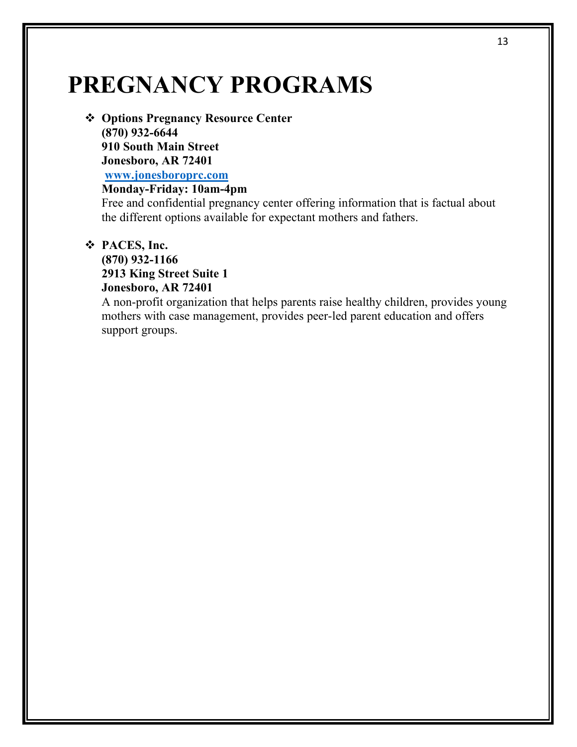# PREGNANCY PROGRAMS

- **Options Pregnancy Resource Center**
  **(870) 932-6644**
  **910 South Main Street**
  **Jonesboro, AR 72401**
  **www.jonesboroprc.com**
  **Monday-Friday: 10am-4pm**
  Free and confidential pregnancy center offering information that is factual about the different options available for expectant mothers and fathers.

- **PACES, Inc.**
  **(870) 932-1166**
  **2913 King Street Suite 1**
  **Jonesboro, AR 72401**
  A non-profit organization that helps parents raise healthy children, provides young mothers with case management, provides peer-led parent education and offers support groups.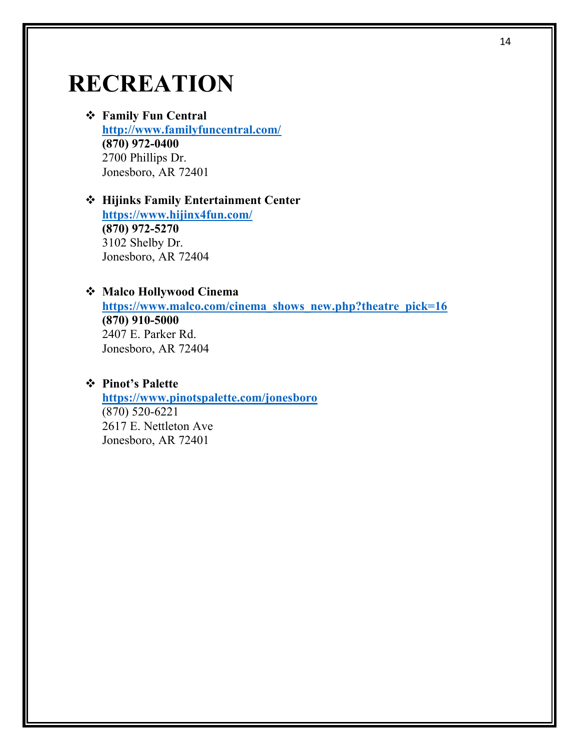# RECREATION

- **Family Fun Central**
  **[http://www.familyfuncentral.com/](http://www.familyfuncentral.com/)**
  **(870) 972-0400**
  2700 Phillips Dr.
  Jonesboro, AR 72401

- **Hijinks Family Entertainment Center**
  **[https://www.hijinx4fun.com/](https://www.hijinx4fun.com/)**
  **(870) 972-5270**
  3102 Shelby Dr.
  Jonesboro, AR 72404

- **Malco Hollywood Cinema**
  **[https://www.malco.com/cinema_shows_new.php?theatre_pick=16](https://www.malco.com/cinema_shows_new.php?theatre_pick=16)**
  **(870) 910-5000**
  2407 E. Parker Rd.
  Jonesboro, AR 72404

- **Pinot's Palette**
  **[https://www.pinotspalette.com/jonesboro](https://www.pinotspalette.com/jonesboro)**
  (870) 520-6221
  2617 E. Nettleton Ave
  Jonesboro, AR 72401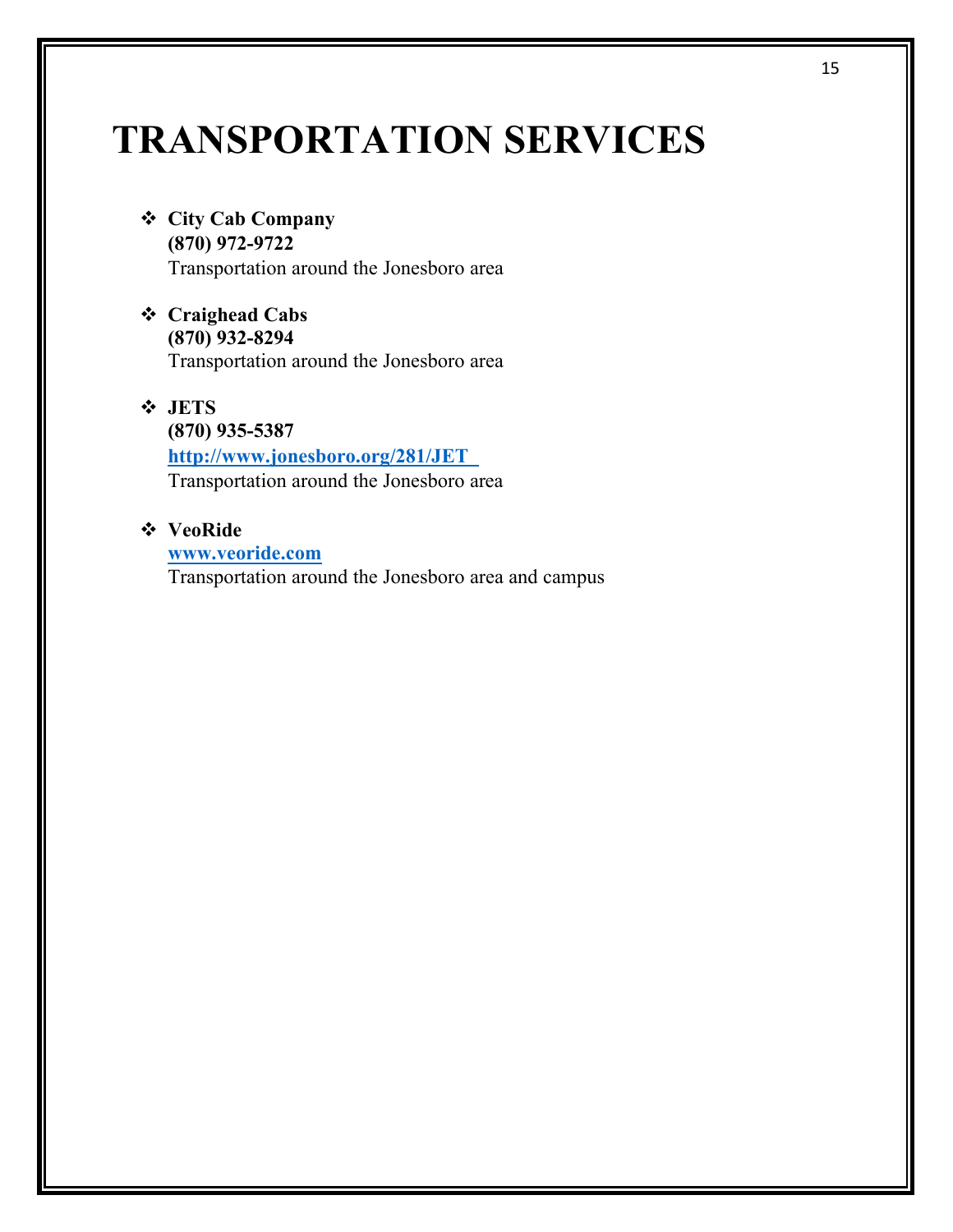# TRANSPORTATION SERVICES

- **City Cab Company**
  **(870) 972-9722**
  Transportation around the Jonesboro area

- **Craighead Cabs**
  **(870) 932-8294**
  Transportation around the Jonesboro area

- **JETS**
  **(870) 935-5387**
  **http://www.jonesboro.org/281/JET**
  Transportation around the Jonesboro area

- **VeoRide**
  **www.veoride.com**
  Transportation around the Jonesboro area and campus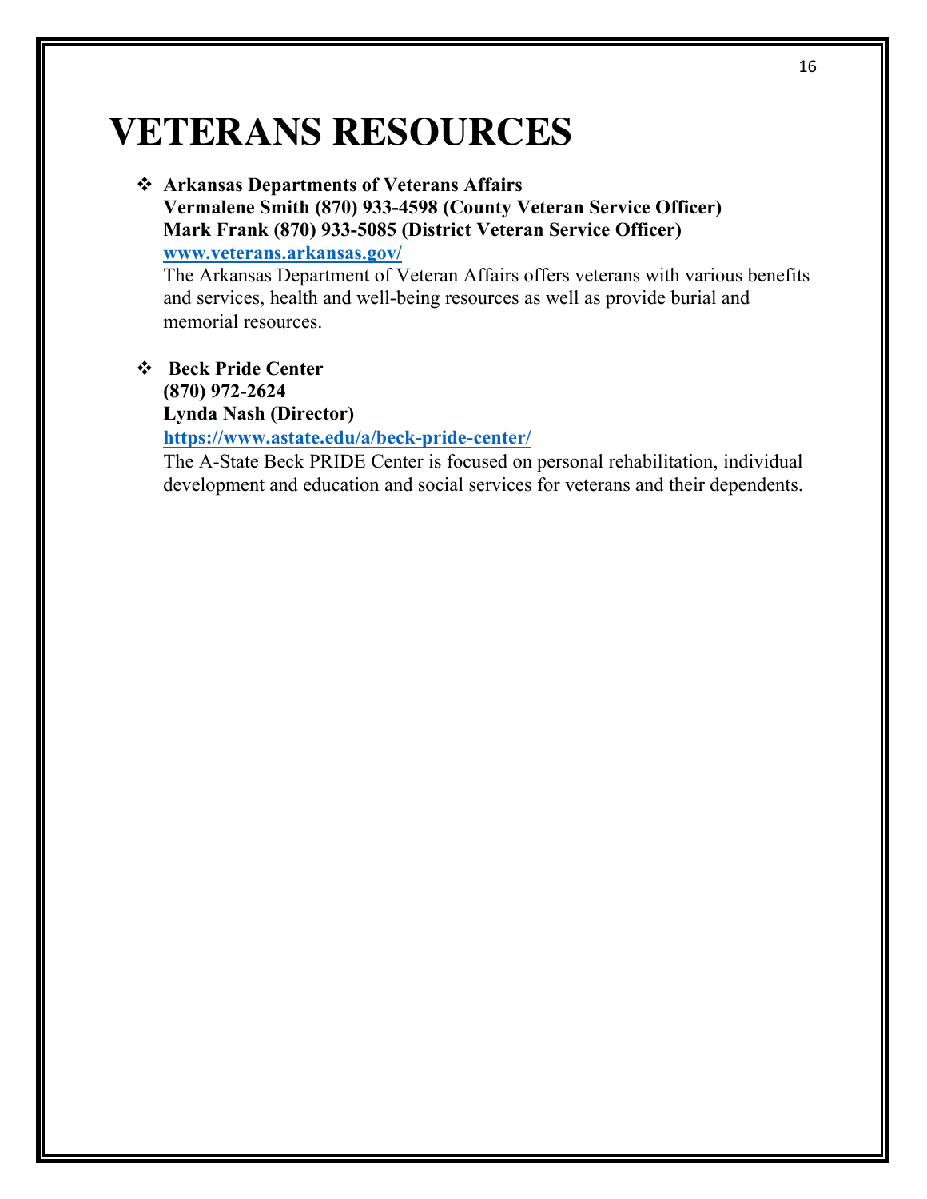# VETERANS RESOURCES

- **Arkansas Departments of Veterans Affairs**
  **Vermalene Smith (870) 933-4598 (County Veteran Service Officer)**
  **Mark Frank (870) 933-5085 (District Veteran Service Officer)**
  **[www.veterans.arkansas.gov/](www.veterans.arkansas.gov/)**
  The Arkansas Department of Veteran Affairs offers veterans with various benefits and services, health and well-being resources as well as provide burial and memorial resources.

- **Beck Pride Center**
  **(870) 972-2624**
  **Lynda Nash (Director)**
  **[https://www.astate.edu/a/beck-pride-center/](https://www.astate.edu/a/beck-pride-center/)**
  The A-State Beck PRIDE Center is focused on personal rehabilitation, individual development and education and social services for veterans and their dependents.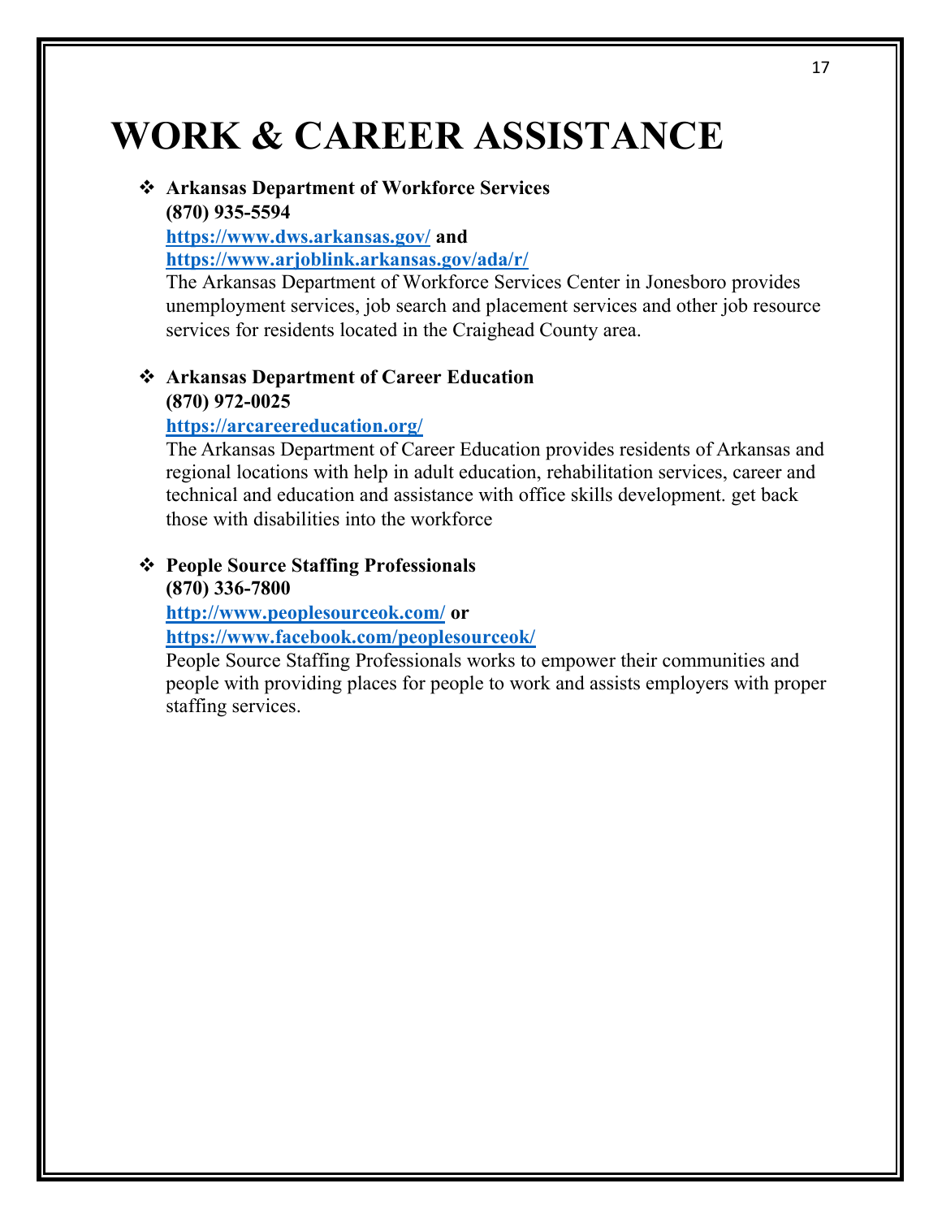# WORK & CAREER ASSISTANCE

- **Arkansas Department of Workforce Services**
  **(870) 935-5594**
  **https://www.dws.arkansas.gov/ and**
  **https://www.arjoblink.arkansas.gov/ada/r/**
  The Arkansas Department of Workforce Services Center in Jonesboro provides unemployment services, job search and placement services and other job resource services for residents located in the Craighead County area.

- **Arkansas Department of Career Education**
  **(870) 972-0025**
  **https://arcareereducation.org/**
  The Arkansas Department of Career Education provides residents of Arkansas and regional locations with help in adult education, rehabilitation services, career and technical and education and assistance with office skills development. get back those with disabilities into the workforce

- **People Source Staffing Professionals**
  **(870) 336-7800**
  **http://www.peoplesourceok.com/ or**
  **https://www.facebook.com/peoplesourceok/**
  People Source Staffing Professionals works to empower their communities and people with providing places for people to work and assists employers with proper staffing services.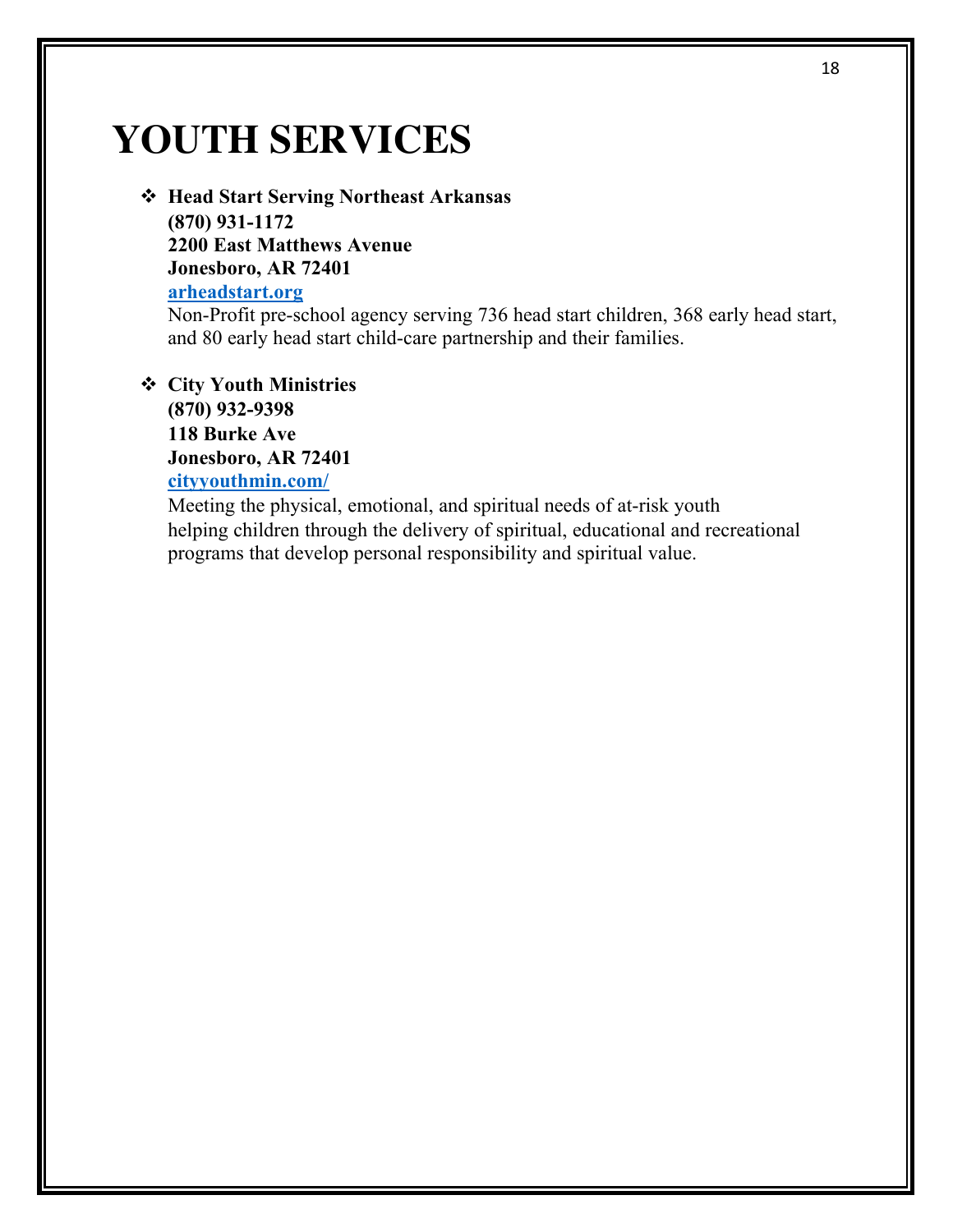# YOUTH SERVICES

- **Head Start Serving Northeast Arkansas**
  **(870) 931-1172**
  **2200 East Matthews Avenue**
  **Jonesboro, AR 72401**
  **arheadstart.org**
  Non-Profit pre-school agency serving 736 head start children, 368 early head start, and 80 early head start child-care partnership and their families.

- **City Youth Ministries**
  **(870) 932-9398**
  **118 Burke Ave**
  **Jonesboro, AR 72401**
  **cityyouthmin.com/**
  Meeting the physical, emotional, and spiritual needs of at-risk youth helping children through the delivery of spiritual, educational and recreational programs that develop personal responsibility and spiritual value.